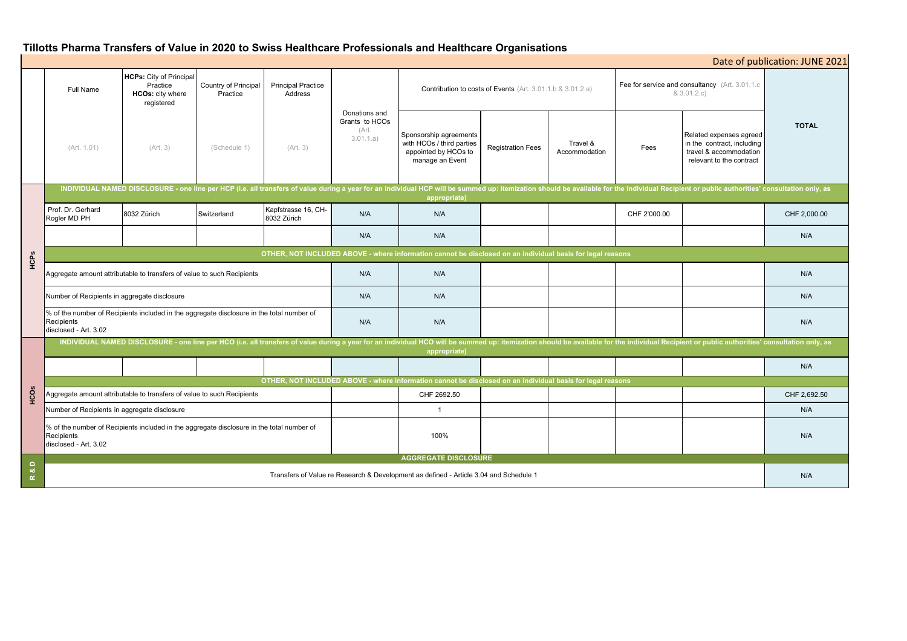# Tillotts Pharma Transfers of Value in 2020 to Swiss Healthcare Professionals and Healthcare Organisations

Date of publication: JUNE 2021

| | Full Name | HCPs: City of Principal Practice HCOs: city where registered | Country of Principal Practice | Principal Practice Address | Donations and Grants to HCOs (Art. 3.01.1.a) | Contribution to costs of Events (Art. 3.01.1.b & 3.01.2.a) | | | Fee for service and consultancy (Art. 3.01.1.c & 3.01.2.c) | | TOTAL |
|---|---|---|---|---|---|---|---|---|---|---|---|
| | (Art. 1.01) | (Art. 3) | (Schedule 1) | (Art. 3) | | Sponsorship agreements with HCOs / third parties appointed by HCOs to manage an Event | Registration Fees | Travel & Accommodation | Fees | Related expenses agreed in the contract, including travel & accommodation relevant to the contract | |
| HCPs | INDIVIDUAL NAMED DISCLOSURE - one line per HCP (i.e. all transfers of value during a year for an individual HCP will be summed up: itemization should be available for the individual Recipient or public authorities' consultation only, as appropriate) | | | | | | | | | | |
| | Prof. Dr. Gerhard Rogler MD PH | 8032 Zürich | Switzerland | Kapfstrasse 16, CH-8032 Zürich | N/A | N/A | | | CHF 2'000.00 | | CHF 2,000.00 |
| | | | | | N/A | N/A | | | | | N/A |
| | OTHER, NOT INCLUDED ABOVE - where information cannot be disclosed on an individual basis for legal reasons | | | | | | | | | | |
| | Aggregate amount attributable to transfers of value to such Recipients | | | | N/A | N/A | | | | | N/A |
| | Number of Recipients in aggregate disclosure | | | | N/A | N/A | | | | | N/A |
| | % of the number of Recipients included in the aggregate disclosure in the total number of Recipients disclosed - Art. 3.02 | | | | N/A | N/A | | | | | N/A |
| HCOs | INDIVIDUAL NAMED DISCLOSURE - one line per HCO (i.e. all transfers of value during a year for an individual HCO will be summed up: itemization should be available for the individual Recipient or public authorities' consultation only, as appropriate) | | | | | | | | | | |
| | | | | | | | | | | | N/A |
| | OTHER, NOT INCLUDED ABOVE - where information cannot be disclosed on an individual basis for legal reasons | | | | | | | | | | |
| | Aggregate amount attributable to transfers of value to such Recipients | | | | | CHF 2692.50 | | | | | CHF 2,692.50 |
| | Number of Recipients in aggregate disclosure | | | | | 1 | | | | | N/A |
| | % of the number of Recipients included in the aggregate disclosure in the total number of Recipients disclosed - Art. 3.02 | | | | | 100% | | | | | N/A |
| R & D | AGGREGATE DISCLOSURE | | | | | | | | | | |
| | Transfers of Value re Research & Development as defined - Article 3.04 and Schedule 1 | | | | | | | | | | N/A |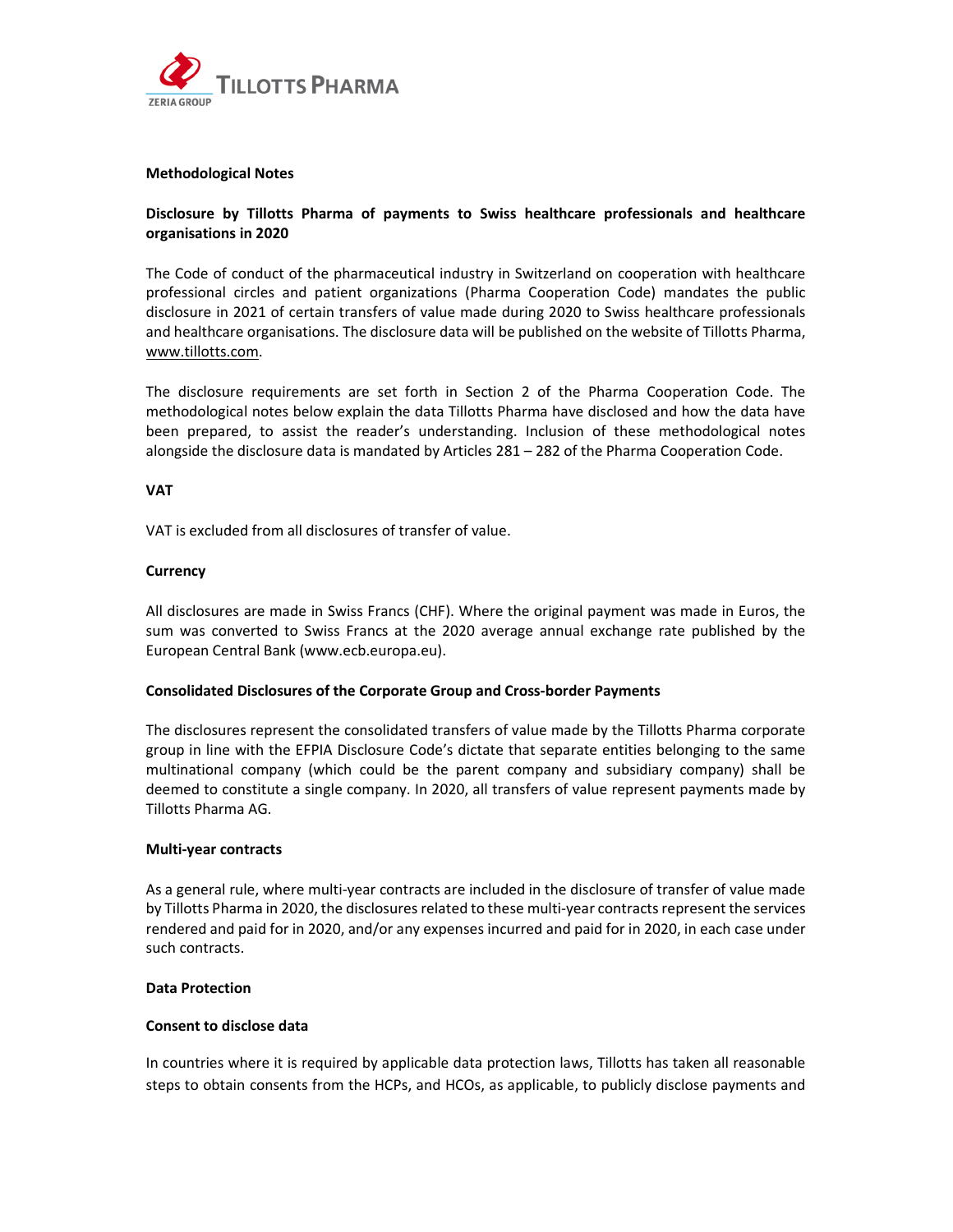**Methodological Notes**

**Disclosure by Tillotts Pharma of payments to Swiss healthcare professionals and healthcare organisations in 2020**

The Code of conduct of the pharmaceutical industry in Switzerland on cooperation with healthcare professional circles and patient organizations (Pharma Cooperation Code) mandates the public disclosure in 2021 of certain transfers of value made during 2020 to Swiss healthcare professionals and healthcare organisations. The disclosure data will be published on the website of Tillotts Pharma, www.tillotts.com.

The disclosure requirements are set forth in Section 2 of the Pharma Cooperation Code. The methodological notes below explain the data Tillotts Pharma have disclosed and how the data have been prepared, to assist the reader's understanding. Inclusion of these methodological notes alongside the disclosure data is mandated by Articles 281 – 282 of the Pharma Cooperation Code.

**VAT**

VAT is excluded from all disclosures of transfer of value.

**Currency**

All disclosures are made in Swiss Francs (CHF). Where the original payment was made in Euros, the sum was converted to Swiss Francs at the 2020 average annual exchange rate published by the European Central Bank (www.ecb.europa.eu).

**Consolidated Disclosures of the Corporate Group and Cross-border Payments**

The disclosures represent the consolidated transfers of value made by the Tillotts Pharma corporate group in line with the EFPIA Disclosure Code's dictate that separate entities belonging to the same multinational company (which could be the parent company and subsidiary company) shall be deemed to constitute a single company. In 2020, all transfers of value represent payments made by Tillotts Pharma AG.

**Multi-year contracts**

As a general rule, where multi-year contracts are included in the disclosure of transfer of value made by Tillotts Pharma in 2020, the disclosures related to these multi-year contracts represent the services rendered and paid for in 2020, and/or any expenses incurred and paid for in 2020, in each case under such contracts.

**Data Protection**

**Consent to disclose data**

In countries where it is required by applicable data protection laws, Tillotts has taken all reasonable steps to obtain consents from the HCPs, and HCOs, as applicable, to publicly disclose payments and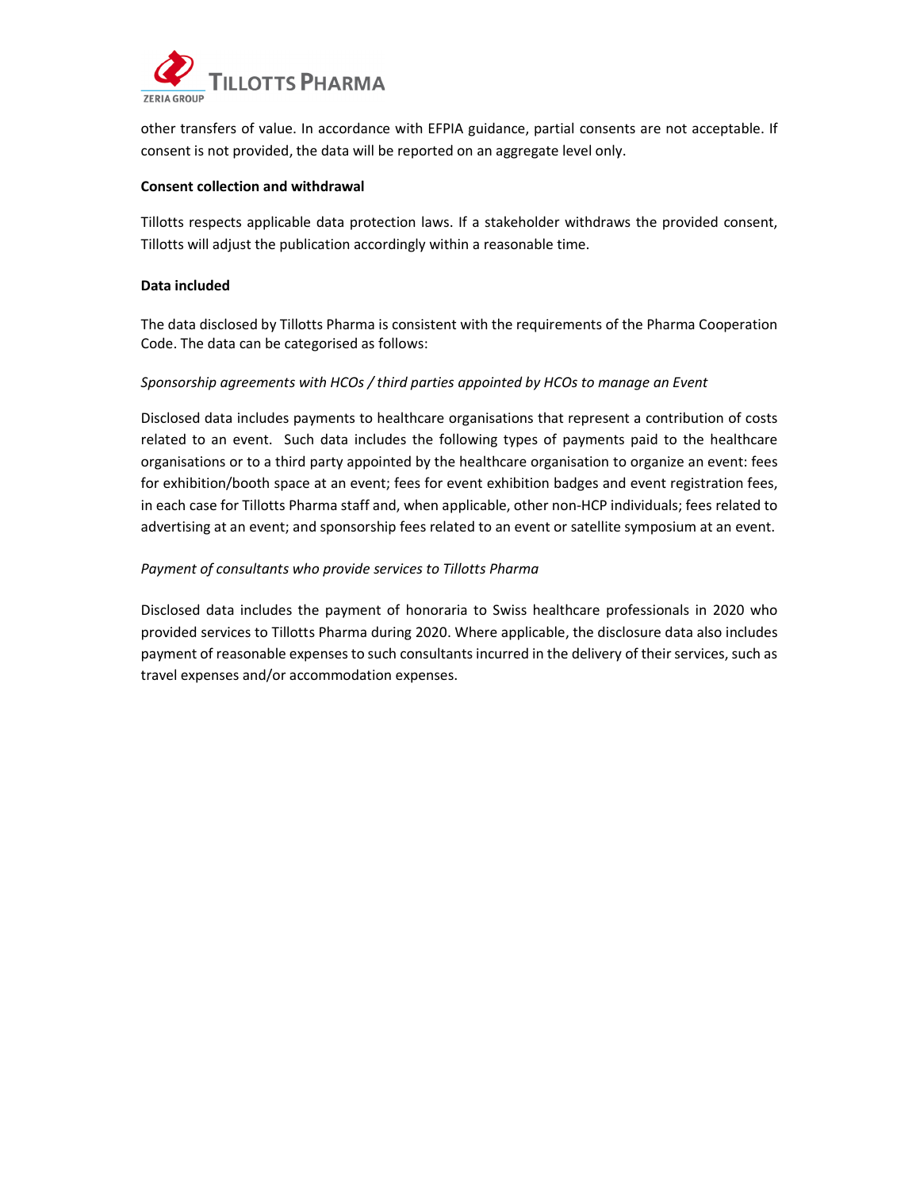other transfers of value. In accordance with EFPIA guidance, partial consents are not acceptable. If consent is not provided, the data will be reported on an aggregate level only.

**Consent collection and withdrawal**

Tillotts respects applicable data protection laws. If a stakeholder withdraws the provided consent, Tillotts will adjust the publication accordingly within a reasonable time.

**Data included**

The data disclosed by Tillotts Pharma is consistent with the requirements of the Pharma Cooperation Code. The data can be categorised as follows:

*Sponsorship agreements with HCOs / third parties appointed by HCOs to manage an Event*

Disclosed data includes payments to healthcare organisations that represent a contribution of costs related to an event. Such data includes the following types of payments paid to the healthcare organisations or to a third party appointed by the healthcare organisation to organize an event: fees for exhibition/booth space at an event; fees for event exhibition badges and event registration fees, in each case for Tillotts Pharma staff and, when applicable, other non-HCP individuals; fees related to advertising at an event; and sponsorship fees related to an event or satellite symposium at an event.

*Payment of consultants who provide services to Tillotts Pharma*

Disclosed data includes the payment of honoraria to Swiss healthcare professionals in 2020 who provided services to Tillotts Pharma during 2020. Where applicable, the disclosure data also includes payment of reasonable expenses to such consultants incurred in the delivery of their services, such as travel expenses and/or accommodation expenses.